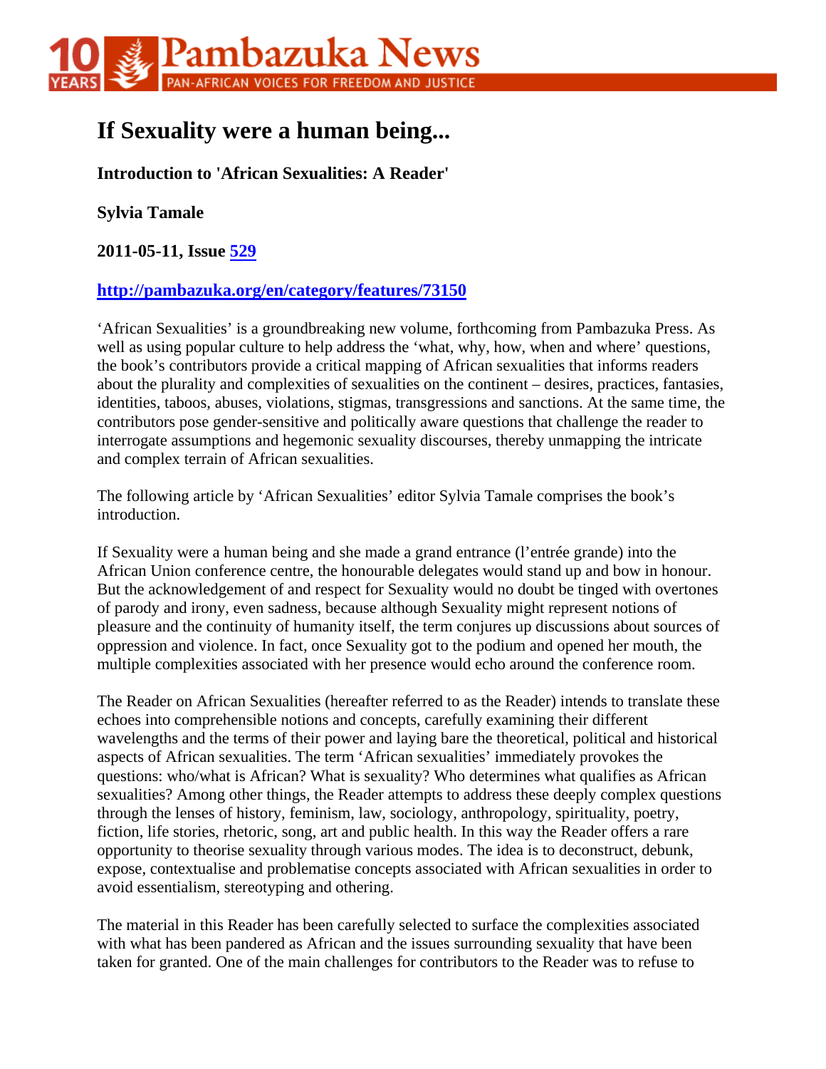# If Sexuality were a human being...

**Introduction to 'African Sexualities: A Reader'**

**Sylvia Tamale**

**2011-05-11, Issue 529**

**http://pambazuka.org/en/category/features/73150**

'African Sexualities' is a groundbreaking new volume, forthcoming from Pambazuka Press. As well as using popular culture to help address the 'what, why, how, when and where' questions, the book's contributors provide a critical mapping of African sexualities that informs readers about the plurality and complexities of sexualities on the continent – desires, practices, fantasies, identities, taboos, abuses, violations, stigmas, transgressions and sanctions. At the same time, the contributors pose gender-sensitive and politically aware questions that challenge the reader to interrogate assumptions and hegemonic sexuality discourses, thereby unmapping the intricate and complex terrain of African sexualities.

The following article by 'African Sexualities' editor Sylvia Tamale comprises the book's introduction.

If Sexuality were a human being and she made a grand entrance (l'entrée grande) into the African Union conference centre, the honourable delegates would stand up and bow in honour. But the acknowledgement of and respect for Sexuality would no doubt be tinged with overtones of parody and irony, even sadness, because although Sexuality might represent notions of pleasure and the continuity of humanity itself, the term conjures up discussions about sources of oppression and violence. In fact, once Sexuality got to the podium and opened her mouth, the multiple complexities associated with her presence would echo around the conference room.

The Reader on African Sexualities (hereafter referred to as the Reader) intends to translate these echoes into comprehensible notions and concepts, carefully examining their different wavelengths and the terms of their power and laying bare the theoretical, political and historical aspects of African sexualities. The term 'African sexualities' immediately provokes the questions: who/what is African? What is sexuality? Who determines what qualifies as African sexualities? Among other things, the Reader attempts to address these deeply complex questions through the lenses of history, feminism, law, sociology, anthropology, spirituality, poetry, fiction, life stories, rhetoric, song, art and public health. In this way the Reader offers a rare opportunity to theorise sexuality through various modes. The idea is to deconstruct, debunk, expose, contextualise and problematise concepts associated with African sexualities in order to avoid essentialism, stereotyping and othering.

The material in this Reader has been carefully selected to surface the complexities associated with what has been pandered as African and the issues surrounding sexuality that have been taken for granted. One of the main challenges for contributors to the Reader was to refuse to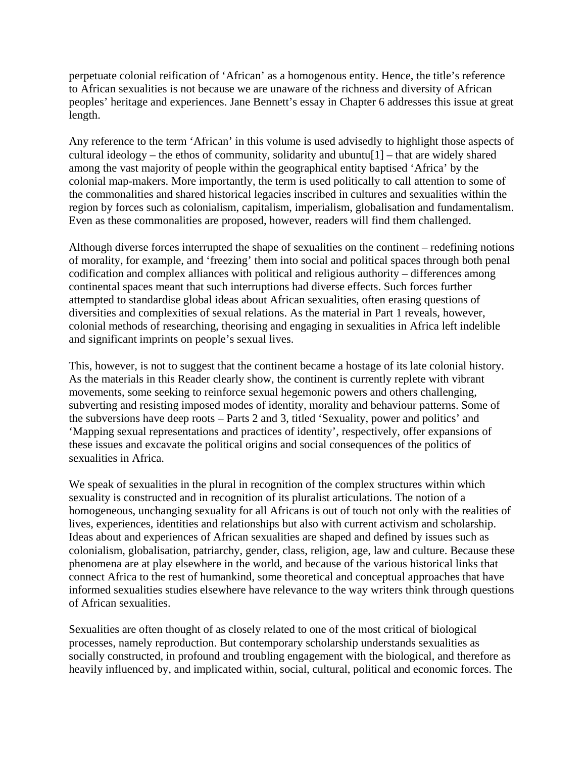perpetuate colonial reification of ‘African’ as a homogenous entity. Hence, the title’s reference to African sexualities is not because we are unaware of the richness and diversity of African peoples’ heritage and experiences. Jane Bennett’s essay in Chapter 6 addresses this issue at great length.

Any reference to the term ‘African’ in this volume is used advisedly to highlight those aspects of cultural ideology – the ethos of community, solidarity and ubuntu[1] – that are widely shared among the vast majority of people within the geographical entity baptised ‘Africa’ by the colonial map-makers. More importantly, the term is used politically to call attention to some of the commonalities and shared historical legacies inscribed in cultures and sexualities within the region by forces such as colonialism, capitalism, imperialism, globalisation and fundamentalism. Even as these commonalities are proposed, however, readers will find them challenged.

Although diverse forces interrupted the shape of sexualities on the continent – redefining notions of morality, for example, and ‘freezing’ them into social and political spaces through both penal codification and complex alliances with political and religious authority – differences among continental spaces meant that such interruptions had diverse effects. Such forces further attempted to standardise global ideas about African sexualities, often erasing questions of diversities and complexities of sexual relations. As the material in Part 1 reveals, however, colonial methods of researching, theorising and engaging in sexualities in Africa left indelible and significant imprints on people’s sexual lives.

This, however, is not to suggest that the continent became a hostage of its late colonial history. As the materials in this Reader clearly show, the continent is currently replete with vibrant movements, some seeking to reinforce sexual hegemonic powers and others challenging, subverting and resisting imposed modes of identity, morality and behaviour patterns. Some of the subversions have deep roots – Parts 2 and 3, titled ‘Sexuality, power and politics’ and ‘Mapping sexual representations and practices of identity’, respectively, offer expansions of these issues and excavate the political origins and social consequences of the politics of sexualities in Africa.

We speak of sexualities in the plural in recognition of the complex structures within which sexuality is constructed and in recognition of its pluralist articulations. The notion of a homogeneous, unchanging sexuality for all Africans is out of touch not only with the realities of lives, experiences, identities and relationships but also with current activism and scholarship. Ideas about and experiences of African sexualities are shaped and defined by issues such as colonialism, globalisation, patriarchy, gender, class, religion, age, law and culture. Because these phenomena are at play elsewhere in the world, and because of the various historical links that connect Africa to the rest of humankind, some theoretical and conceptual approaches that have informed sexualities studies elsewhere have relevance to the way writers think through questions of African sexualities.

Sexualities are often thought of as closely related to one of the most critical of biological processes, namely reproduction. But contemporary scholarship understands sexualities as socially constructed, in profound and troubling engagement with the biological, and therefore as heavily influenced by, and implicated within, social, cultural, political and economic forces. The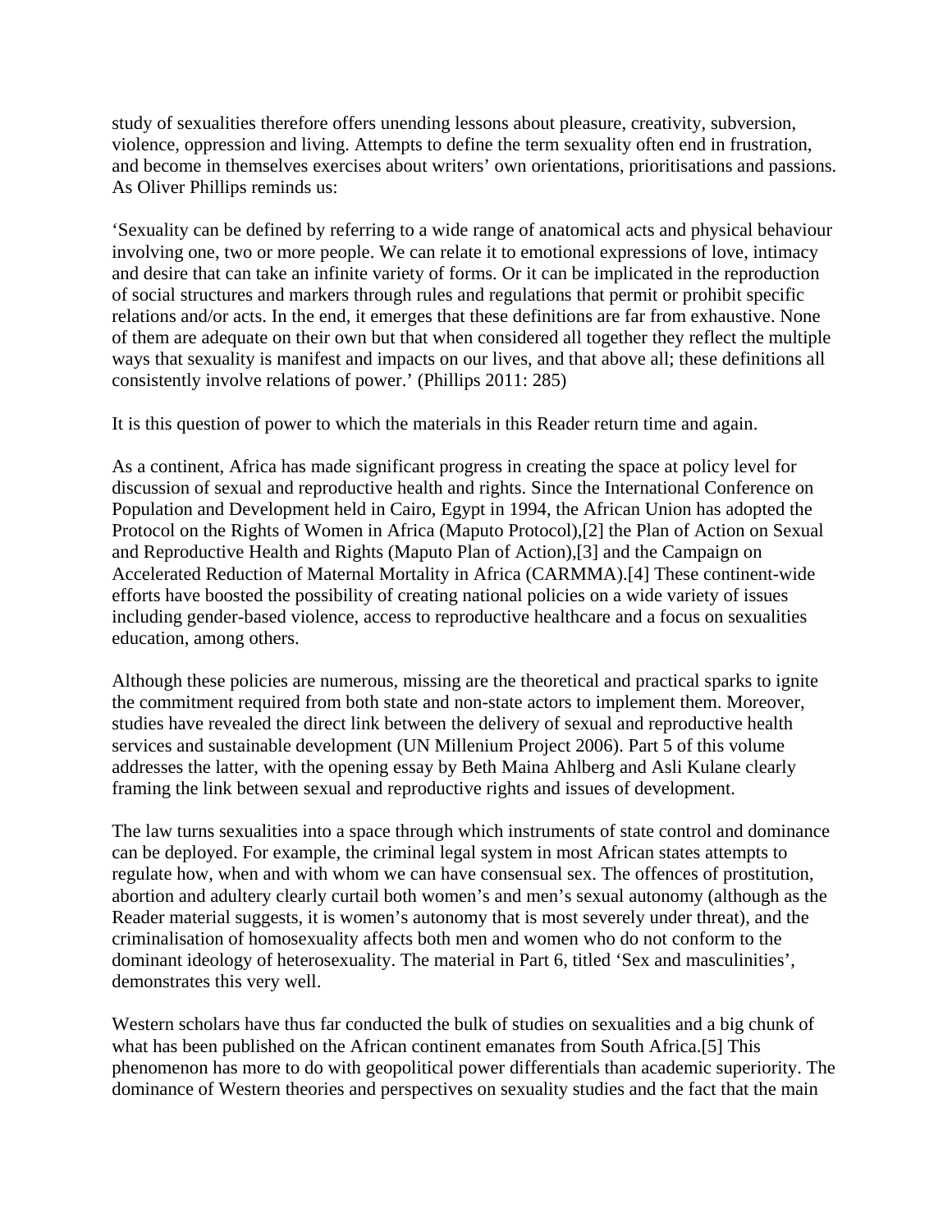study of sexualities therefore offers unending lessons about pleasure, creativity, subversion, violence, oppression and living. Attempts to define the term sexuality often end in frustration, and become in themselves exercises about writers' own orientations, prioritisations and passions. As Oliver Phillips reminds us:

'Sexuality can be defined by referring to a wide range of anatomical acts and physical behaviour involving one, two or more people. We can relate it to emotional expressions of love, intimacy and desire that can take an infinite variety of forms. Or it can be implicated in the reproduction of social structures and markers through rules and regulations that permit or prohibit specific relations and/or acts. In the end, it emerges that these definitions are far from exhaustive. None of them are adequate on their own but that when considered all together they reflect the multiple ways that sexuality is manifest and impacts on our lives, and that above all; these definitions all consistently involve relations of power.' (Phillips 2011: 285)

It is this question of power to which the materials in this Reader return time and again.

As a continent, Africa has made significant progress in creating the space at policy level for discussion of sexual and reproductive health and rights. Since the International Conference on Population and Development held in Cairo, Egypt in 1994, the African Union has adopted the Protocol on the Rights of Women in Africa (Maputo Protocol),[2] the Plan of Action on Sexual and Reproductive Health and Rights (Maputo Plan of Action),[3] and the Campaign on Accelerated Reduction of Maternal Mortality in Africa (CARMMA).[4] These continent-wide efforts have boosted the possibility of creating national policies on a wide variety of issues including gender-based violence, access to reproductive healthcare and a focus on sexualities education, among others.

Although these policies are numerous, missing are the theoretical and practical sparks to ignite the commitment required from both state and non-state actors to implement them. Moreover, studies have revealed the direct link between the delivery of sexual and reproductive health services and sustainable development (UN Millenium Project 2006). Part 5 of this volume addresses the latter, with the opening essay by Beth Maina Ahlberg and Asli Kulane clearly framing the link between sexual and reproductive rights and issues of development.

The law turns sexualities into a space through which instruments of state control and dominance can be deployed. For example, the criminal legal system in most African states attempts to regulate how, when and with whom we can have consensual sex. The offences of prostitution, abortion and adultery clearly curtail both women's and men's sexual autonomy (although as the Reader material suggests, it is women's autonomy that is most severely under threat), and the criminalisation of homosexuality affects both men and women who do not conform to the dominant ideology of heterosexuality. The material in Part 6, titled 'Sex and masculinities', demonstrates this very well.

Western scholars have thus far conducted the bulk of studies on sexualities and a big chunk of what has been published on the African continent emanates from South Africa.[5] This phenomenon has more to do with geopolitical power differentials than academic superiority. The dominance of Western theories and perspectives on sexuality studies and the fact that the main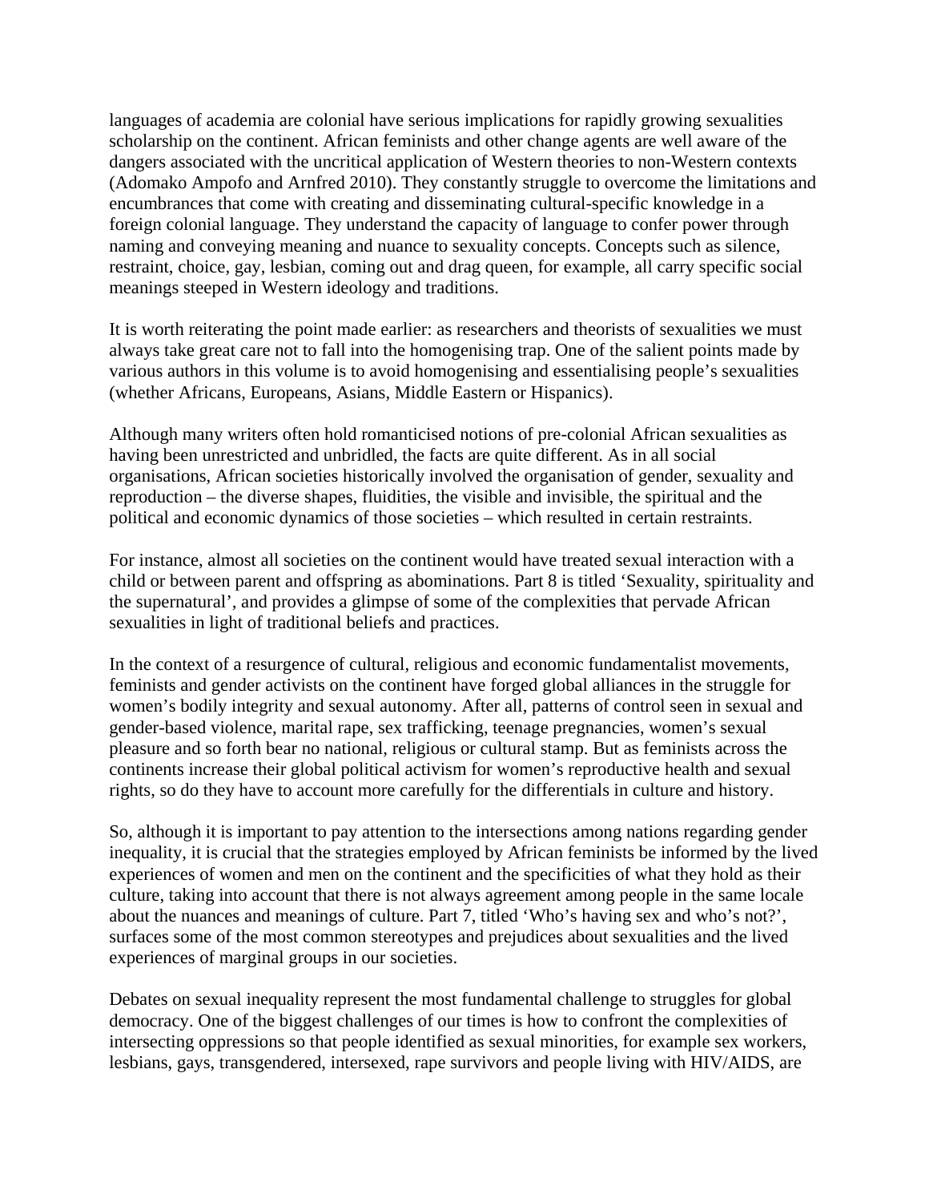languages of academia are colonial have serious implications for rapidly growing sexualities scholarship on the continent. African feminists and other change agents are well aware of the dangers associated with the uncritical application of Western theories to non-Western contexts (Adomako Ampofo and Arnfred 2010). They constantly struggle to overcome the limitations and encumbrances that come with creating and disseminating cultural-specific knowledge in a foreign colonial language. They understand the capacity of language to confer power through naming and conveying meaning and nuance to sexuality concepts. Concepts such as silence, restraint, choice, gay, lesbian, coming out and drag queen, for example, all carry specific social meanings steeped in Western ideology and traditions.

It is worth reiterating the point made earlier: as researchers and theorists of sexualities we must always take great care not to fall into the homogenising trap. One of the salient points made by various authors in this volume is to avoid homogenising and essentialising people's sexualities (whether Africans, Europeans, Asians, Middle Eastern or Hispanics).

Although many writers often hold romanticised notions of pre-colonial African sexualities as having been unrestricted and unbridled, the facts are quite different. As in all social organisations, African societies historically involved the organisation of gender, sexuality and reproduction – the diverse shapes, fluidities, the visible and invisible, the spiritual and the political and economic dynamics of those societies – which resulted in certain restraints.

For instance, almost all societies on the continent would have treated sexual interaction with a child or between parent and offspring as abominations. Part 8 is titled 'Sexuality, spirituality and the supernatural', and provides a glimpse of some of the complexities that pervade African sexualities in light of traditional beliefs and practices.

In the context of a resurgence of cultural, religious and economic fundamentalist movements, feminists and gender activists on the continent have forged global alliances in the struggle for women's bodily integrity and sexual autonomy. After all, patterns of control seen in sexual and gender-based violence, marital rape, sex trafficking, teenage pregnancies, women's sexual pleasure and so forth bear no national, religious or cultural stamp. But as feminists across the continents increase their global political activism for women's reproductive health and sexual rights, so do they have to account more carefully for the differentials in culture and history.

So, although it is important to pay attention to the intersections among nations regarding gender inequality, it is crucial that the strategies employed by African feminists be informed by the lived experiences of women and men on the continent and the specificities of what they hold as their culture, taking into account that there is not always agreement among people in the same locale about the nuances and meanings of culture. Part 7, titled 'Who's having sex and who's not?', surfaces some of the most common stereotypes and prejudices about sexualities and the lived experiences of marginal groups in our societies.

Debates on sexual inequality represent the most fundamental challenge to struggles for global democracy. One of the biggest challenges of our times is how to confront the complexities of intersecting oppressions so that people identified as sexual minorities, for example sex workers, lesbians, gays, transgendered, intersexed, rape survivors and people living with HIV/AIDS, are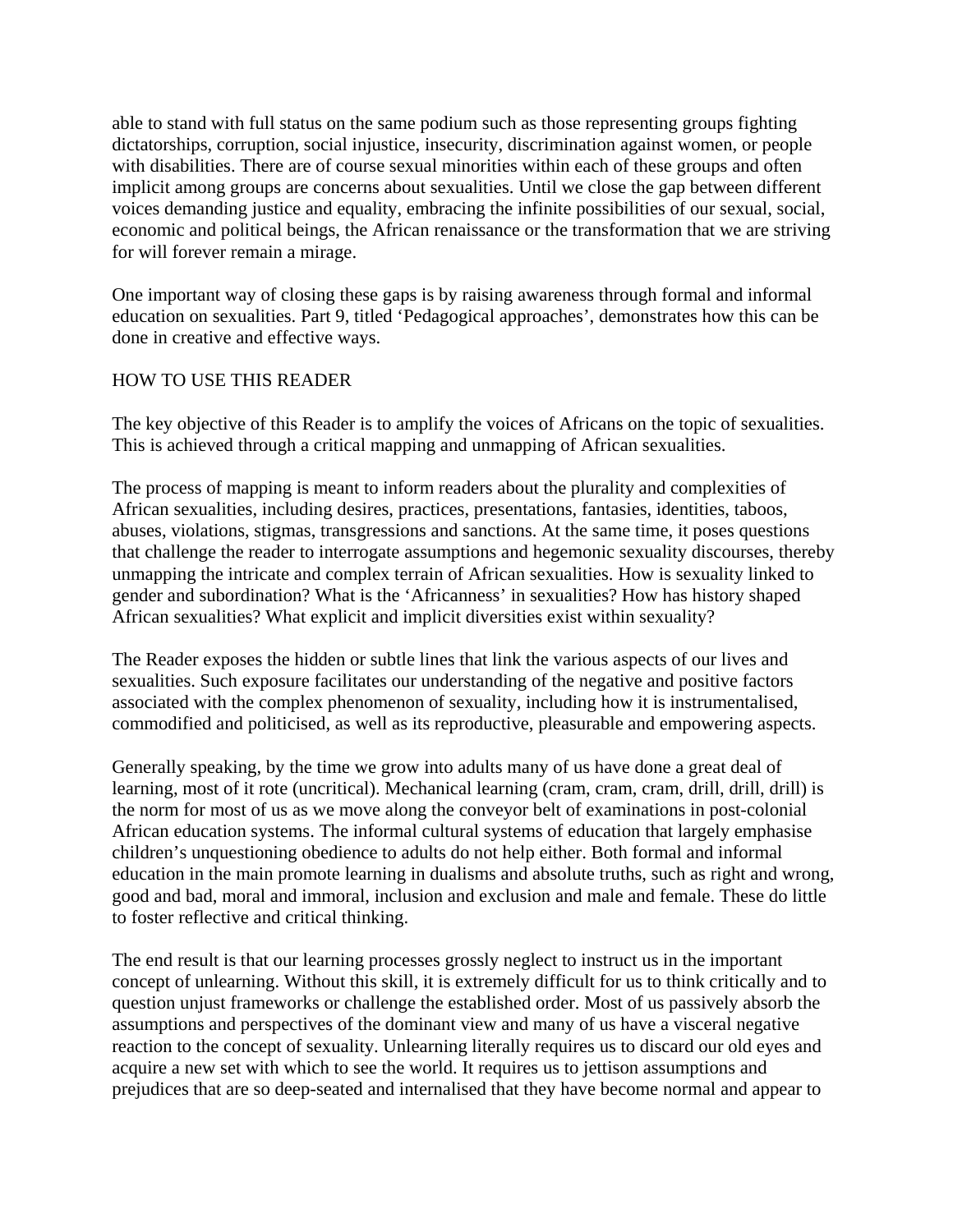able to stand with full status on the same podium such as those representing groups fighting dictatorships, corruption, social injustice, insecurity, discrimination against women, or people with disabilities. There are of course sexual minorities within each of these groups and often implicit among groups are concerns about sexualities. Until we close the gap between different voices demanding justice and equality, embracing the infinite possibilities of our sexual, social, economic and political beings, the African renaissance or the transformation that we are striving for will forever remain a mirage.

One important way of closing these gaps is by raising awareness through formal and informal education on sexualities. Part 9, titled 'Pedagogical approaches', demonstrates how this can be done in creative and effective ways.

## HOW TO USE THIS READER

The key objective of this Reader is to amplify the voices of Africans on the topic of sexualities. This is achieved through a critical mapping and unmapping of African sexualities.

The process of mapping is meant to inform readers about the plurality and complexities of African sexualities, including desires, practices, presentations, fantasies, identities, taboos, abuses, violations, stigmas, transgressions and sanctions. At the same time, it poses questions that challenge the reader to interrogate assumptions and hegemonic sexuality discourses, thereby unmapping the intricate and complex terrain of African sexualities. How is sexuality linked to gender and subordination? What is the 'Africanness' in sexualities? How has history shaped African sexualities? What explicit and implicit diversities exist within sexuality?

The Reader exposes the hidden or subtle lines that link the various aspects of our lives and sexualities. Such exposure facilitates our understanding of the negative and positive factors associated with the complex phenomenon of sexuality, including how it is instrumentalised, commodified and politicised, as well as its reproductive, pleasurable and empowering aspects.

Generally speaking, by the time we grow into adults many of us have done a great deal of learning, most of it rote (uncritical). Mechanical learning (cram, cram, cram, drill, drill, drill) is the norm for most of us as we move along the conveyor belt of examinations in post-colonial African education systems. The informal cultural systems of education that largely emphasise children's unquestioning obedience to adults do not help either. Both formal and informal education in the main promote learning in dualisms and absolute truths, such as right and wrong, good and bad, moral and immoral, inclusion and exclusion and male and female. These do little to foster reflective and critical thinking.

The end result is that our learning processes grossly neglect to instruct us in the important concept of unlearning. Without this skill, it is extremely difficult for us to think critically and to question unjust frameworks or challenge the established order. Most of us passively absorb the assumptions and perspectives of the dominant view and many of us have a visceral negative reaction to the concept of sexuality. Unlearning literally requires us to discard our old eyes and acquire a new set with which to see the world. It requires us to jettison assumptions and prejudices that are so deep-seated and internalised that they have become normal and appear to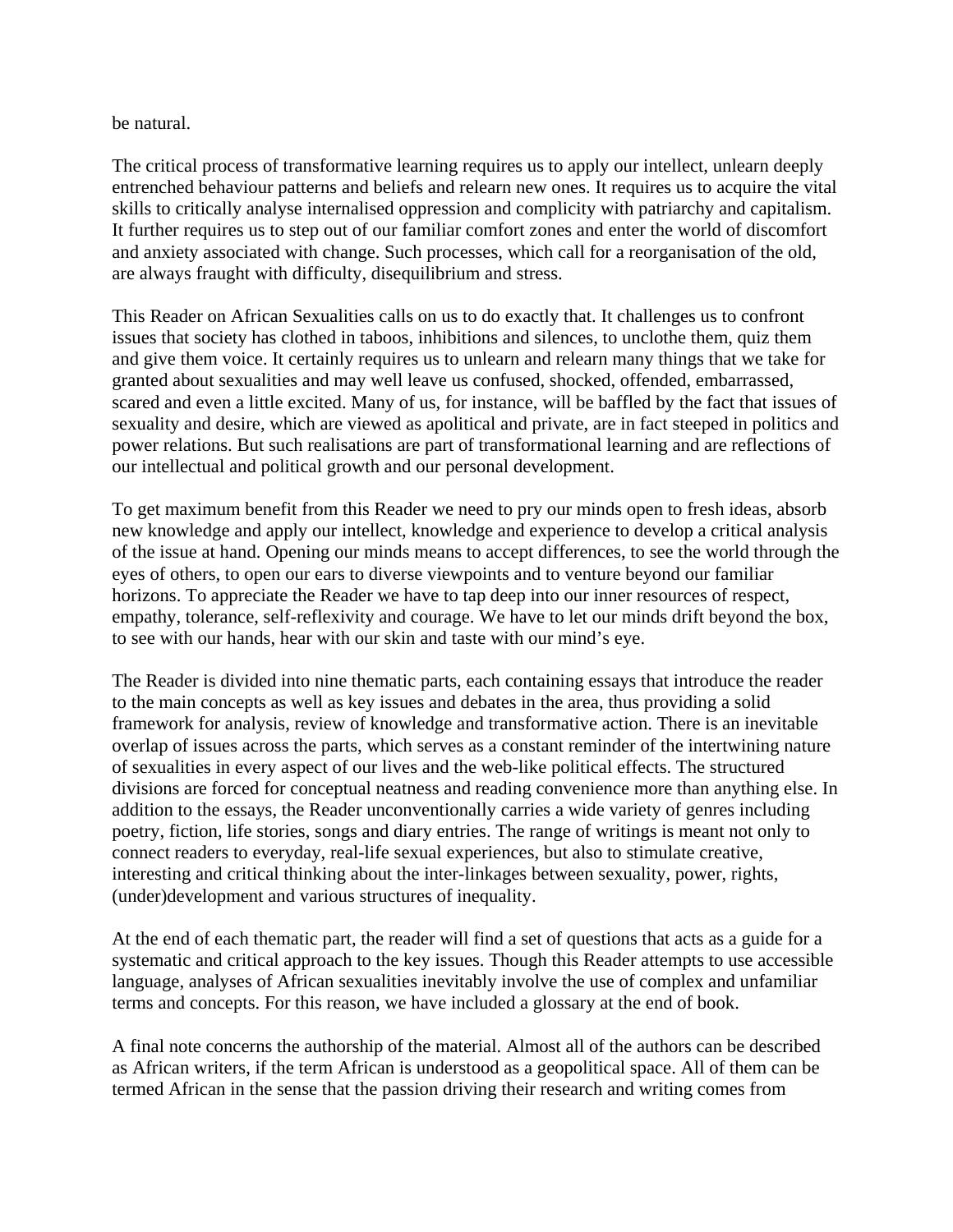be natural.

The critical process of transformative learning requires us to apply our intellect, unlearn deeply entrenched behaviour patterns and beliefs and relearn new ones. It requires us to acquire the vital skills to critically analyse internalised oppression and complicity with patriarchy and capitalism. It further requires us to step out of our familiar comfort zones and enter the world of discomfort and anxiety associated with change. Such processes, which call for a reorganisation of the old, are always fraught with difficulty, disequilibrium and stress.

This Reader on African Sexualities calls on us to do exactly that. It challenges us to confront issues that society has clothed in taboos, inhibitions and silences, to unclothe them, quiz them and give them voice. It certainly requires us to unlearn and relearn many things that we take for granted about sexualities and may well leave us confused, shocked, offended, embarrassed, scared and even a little excited. Many of us, for instance, will be baffled by the fact that issues of sexuality and desire, which are viewed as apolitical and private, are in fact steeped in politics and power relations. But such realisations are part of transformational learning and are reflections of our intellectual and political growth and our personal development.

To get maximum benefit from this Reader we need to pry our minds open to fresh ideas, absorb new knowledge and apply our intellect, knowledge and experience to develop a critical analysis of the issue at hand. Opening our minds means to accept differences, to see the world through the eyes of others, to open our ears to diverse viewpoints and to venture beyond our familiar horizons. To appreciate the Reader we have to tap deep into our inner resources of respect, empathy, tolerance, self-reflexivity and courage. We have to let our minds drift beyond the box, to see with our hands, hear with our skin and taste with our mind's eye.

The Reader is divided into nine thematic parts, each containing essays that introduce the reader to the main concepts as well as key issues and debates in the area, thus providing a solid framework for analysis, review of knowledge and transformative action. There is an inevitable overlap of issues across the parts, which serves as a constant reminder of the intertwining nature of sexualities in every aspect of our lives and the web-like political effects. The structured divisions are forced for conceptual neatness and reading convenience more than anything else. In addition to the essays, the Reader unconventionally carries a wide variety of genres including poetry, fiction, life stories, songs and diary entries. The range of writings is meant not only to connect readers to everyday, real-life sexual experiences, but also to stimulate creative, interesting and critical thinking about the inter-linkages between sexuality, power, rights, (under)development and various structures of inequality.

At the end of each thematic part, the reader will find a set of questions that acts as a guide for a systematic and critical approach to the key issues. Though this Reader attempts to use accessible language, analyses of African sexualities inevitably involve the use of complex and unfamiliar terms and concepts. For this reason, we have included a glossary at the end of book.

A final note concerns the authorship of the material. Almost all of the authors can be described as African writers, if the term African is understood as a geopolitical space. All of them can be termed African in the sense that the passion driving their research and writing comes from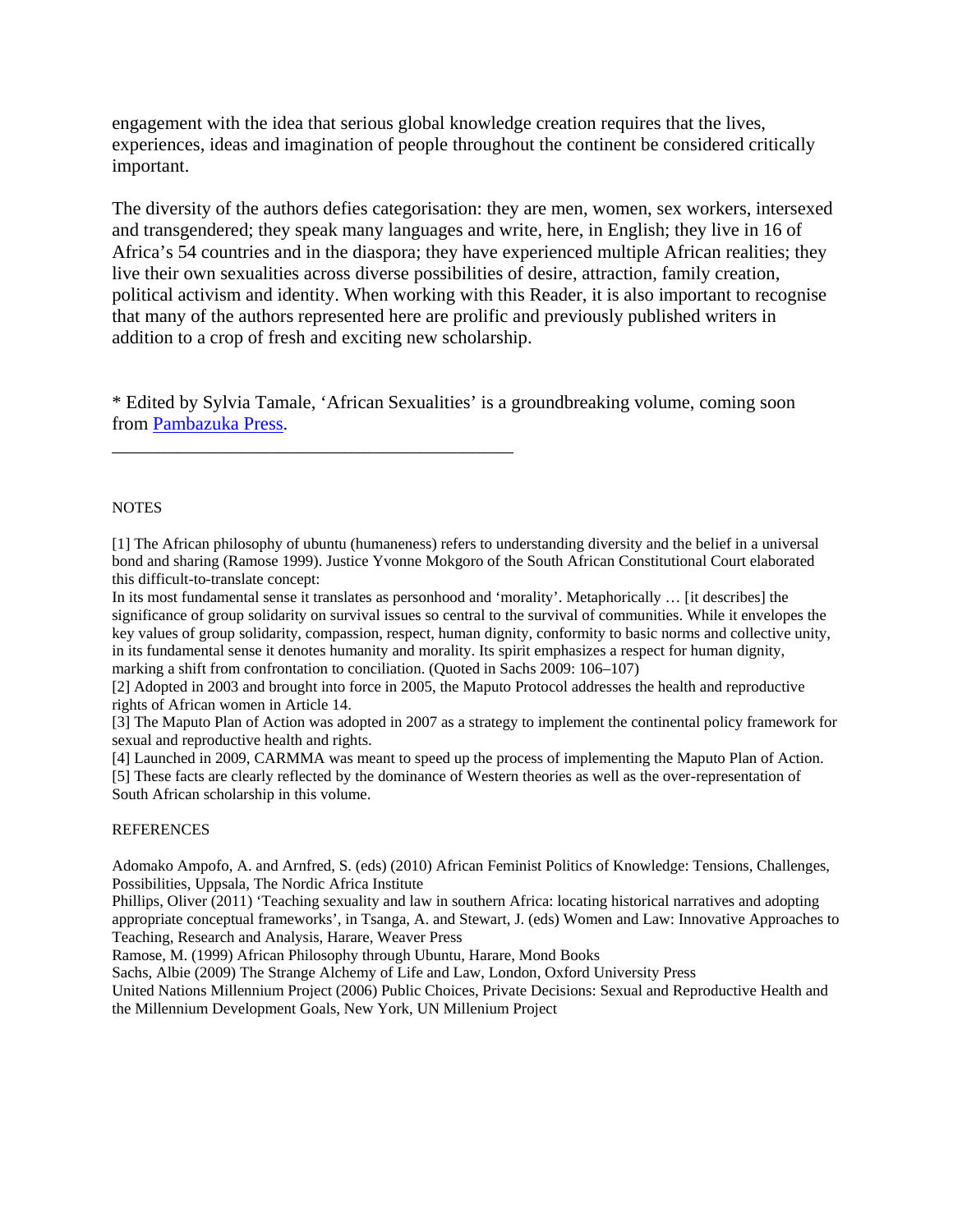engagement with the idea that serious global knowledge creation requires that the lives, experiences, ideas and imagination of people throughout the continent be considered critically important.

The diversity of the authors defies categorisation: they are men, women, sex workers, intersexed and transgendered; they speak many languages and write, here, in English; they live in 16 of Africa's 54 countries and in the diaspora; they have experienced multiple African realities; they live their own sexualities across diverse possibilities of desire, attraction, family creation, political activism and identity. When working with this Reader, it is also important to recognise that many of the authors represented here are prolific and previously published writers in addition to a crop of fresh and exciting new scholarship.

* Edited by Sylvia Tamale, 'African Sexualities' is a groundbreaking volume, coming soon from Pambazuka Press.

---

NOTES

[1] The African philosophy of ubuntu (humaneness) refers to understanding diversity and the belief in a universal bond and sharing (Ramose 1999). Justice Yvonne Mokgoro of the South African Constitutional Court elaborated this difficult-to-translate concept:
In its most fundamental sense it translates as personhood and 'morality'. Metaphorically … [it describes] the significance of group solidarity on survival issues so central to the survival of communities. While it envelopes the key values of group solidarity, compassion, respect, human dignity, conformity to basic norms and collective unity, in its fundamental sense it denotes humanity and morality. Its spirit emphasizes a respect for human dignity, marking a shift from confrontation to conciliation. (Quoted in Sachs 2009: 106–107)
[2] Adopted in 2003 and brought into force in 2005, the Maputo Protocol addresses the health and reproductive rights of African women in Article 14.
[3] The Maputo Plan of Action was adopted in 2007 as a strategy to implement the continental policy framework for sexual and reproductive health and rights.
[4] Launched in 2009, CARMMA was meant to speed up the process of implementing the Maputo Plan of Action.
[5] These facts are clearly reflected by the dominance of Western theories as well as the over-representation of South African scholarship in this volume.

REFERENCES

Adomako Ampofo, A. and Arnfred, S. (eds) (2010) African Feminist Politics of Knowledge: Tensions, Challenges, Possibilities, Uppsala, The Nordic Africa Institute
Phillips, Oliver (2011) 'Teaching sexuality and law in southern Africa: locating historical narratives and adopting appropriate conceptual frameworks', in Tsanga, A. and Stewart, J. (eds) Women and Law: Innovative Approaches to Teaching, Research and Analysis, Harare, Weaver Press
Ramose, M. (1999) African Philosophy through Ubuntu, Harare, Mond Books
Sachs, Albie (2009) The Strange Alchemy of Life and Law, London, Oxford University Press
United Nations Millennium Project (2006) Public Choices, Private Decisions: Sexual and Reproductive Health and the Millennium Development Goals, New York, UN Millenium Project